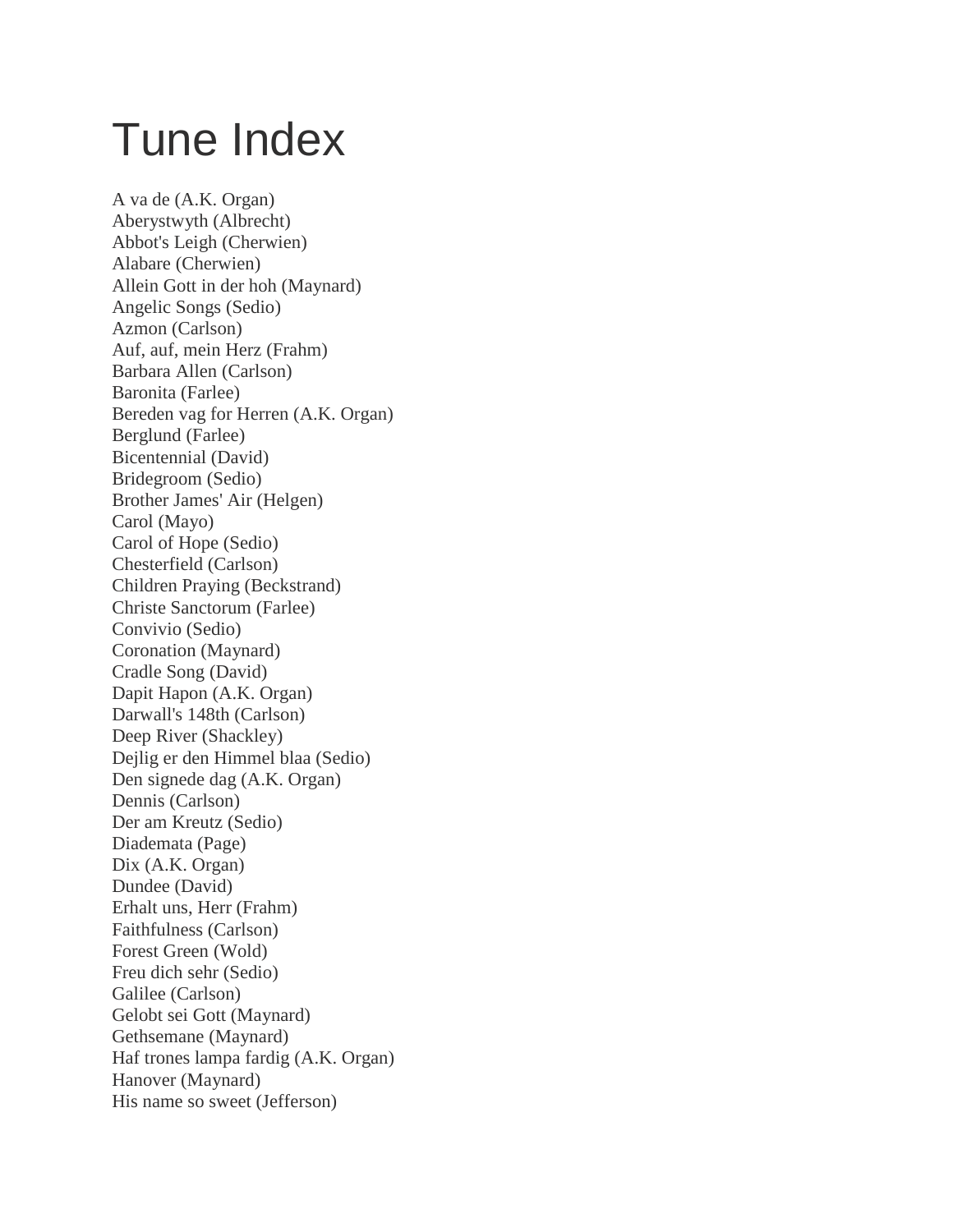# Tune Index

A va de (A.K. Organ)
Aberystwyth (Albrecht)
Abbot's Leigh (Cherwien)
Alabare (Cherwien)
Allein Gott in der hoh (Maynard)
Angelic Songs (Sedio)
Azmon (Carlson)
Auf, auf, mein Herz (Frahm)
Barbara Allen (Carlson)
Baronita (Farlee)
Bereden vag for Herren (A.K. Organ)
Berglund (Farlee)
Bicentennial (David)
Bridegroom (Sedio)
Brother James' Air (Helgen)
Carol (Mayo)
Carol of Hope (Sedio)
Chesterfield (Carlson)
Children Praying (Beckstrand)
Christe Sanctorum (Farlee)
Convivio (Sedio)
Coronation (Maynard)
Cradle Song (David)
Dapit Hapon (A.K. Organ)
Darwall's 148th (Carlson)
Deep River (Shackley)
Dejlig er den Himmel blaa (Sedio)
Den signede dag (A.K. Organ)
Dennis (Carlson)
Der am Kreutz (Sedio)
Diademata (Page)
Dix (A.K. Organ)
Dundee (David)
Erhalt uns, Herr (Frahm)
Faithfulness (Carlson)
Forest Green (Wold)
Freu dich sehr (Sedio)
Galilee (Carlson)
Gelobt sei Gott (Maynard)
Gethsemane (Maynard)
Haf trones lampa fardig (A.K. Organ)
Hanover (Maynard)
His name so sweet (Jefferson)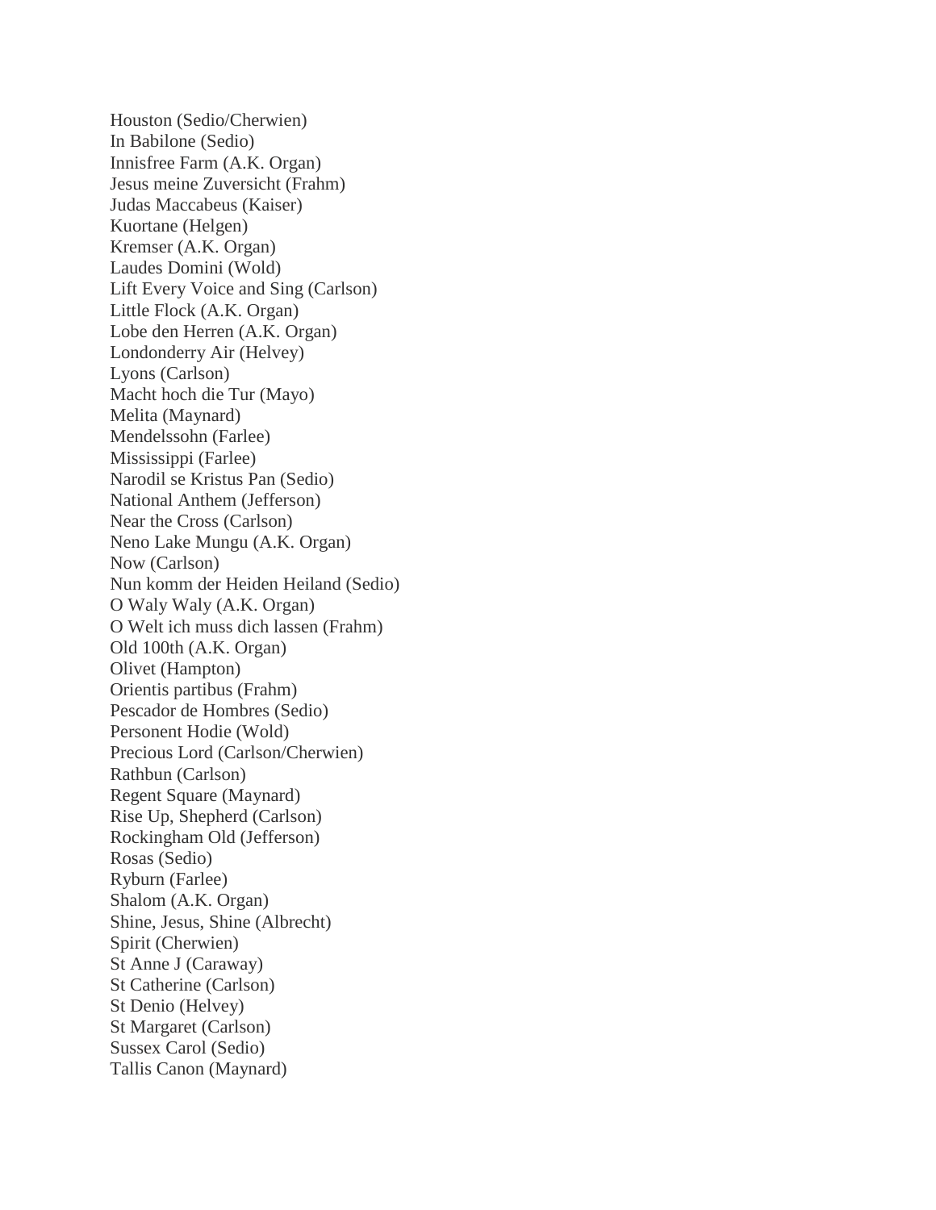Houston (Sedio/Cherwien)
In Babilone (Sedio)
Innisfree Farm (A.K. Organ)
Jesus meine Zuversicht (Frahm)
Judas Maccabeus (Kaiser)
Kuortane (Helgen)
Kremser (A.K. Organ)
Laudes Domini (Wold)
Lift Every Voice and Sing (Carlson)
Little Flock (A.K. Organ)
Lobe den Herren (A.K. Organ)
Londonderry Air (Helvey)
Lyons (Carlson)
Macht hoch die Tur (Mayo)
Melita (Maynard)
Mendelssohn (Farlee)
Mississippi (Farlee)
Narodil se Kristus Pan (Sedio)
National Anthem (Jefferson)
Near the Cross (Carlson)
Neno Lake Mungu (A.K. Organ)
Now (Carlson)
Nun komm der Heiden Heiland (Sedio)
O Waly Waly (A.K. Organ)
O Welt ich muss dich lassen (Frahm)
Old 100th (A.K. Organ)
Olivet (Hampton)
Orientis partibus (Frahm)
Pescador de Hombres (Sedio)
Personent Hodie (Wold)
Precious Lord (Carlson/Cherwien)
Rathbun (Carlson)
Regent Square (Maynard)
Rise Up, Shepherd (Carlson)
Rockingham Old (Jefferson)
Rosas (Sedio)
Ryburn (Farlee)
Shalom (A.K. Organ)
Shine, Jesus, Shine (Albrecht)
Spirit (Cherwien)
St Anne J (Caraway)
St Catherine (Carlson)
St Denio (Helvey)
St Margaret (Carlson)
Sussex Carol (Sedio)
Tallis Canon (Maynard)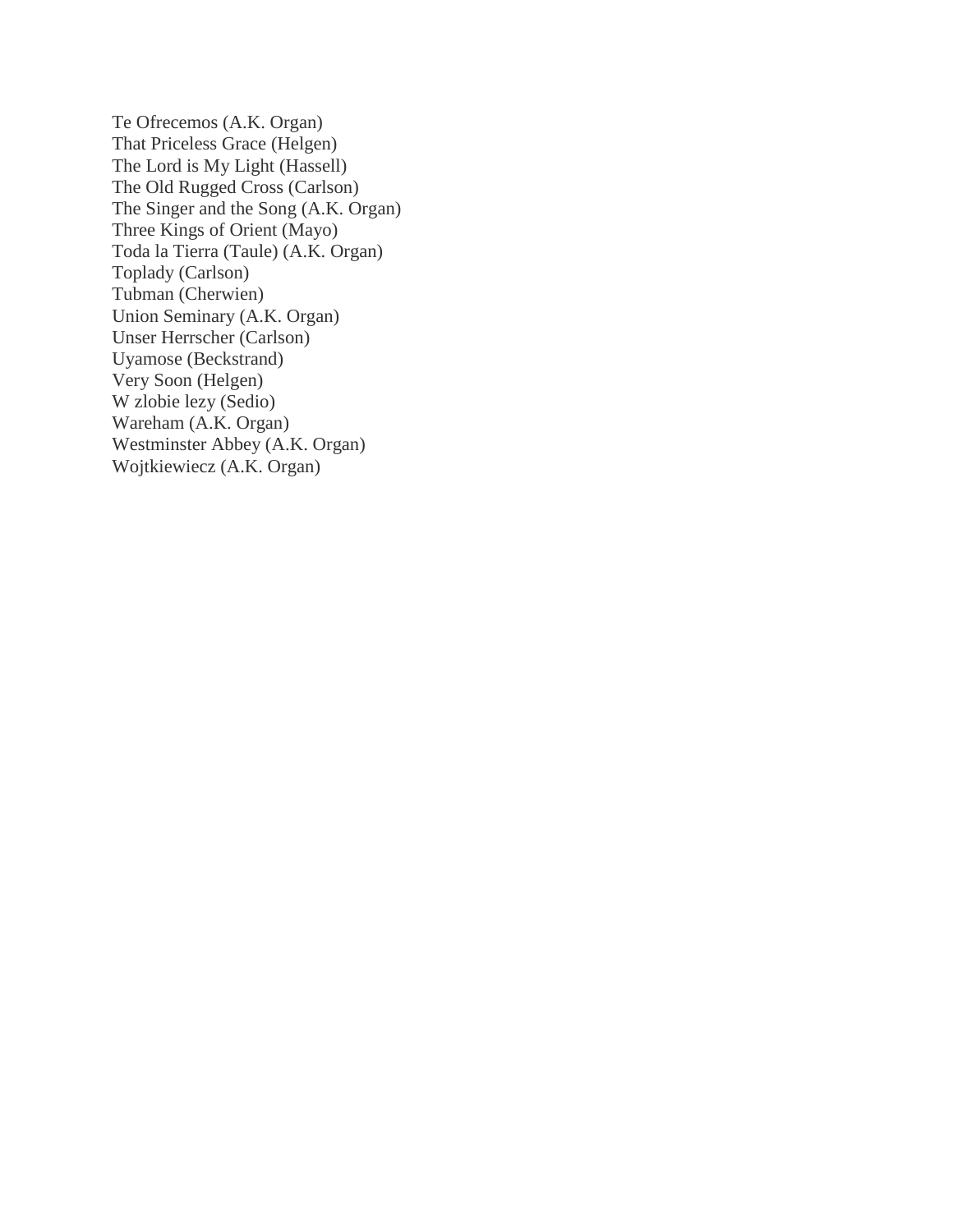Te Ofrecemos (A.K. Organ)
That Priceless Grace (Helgen)
The Lord is My Light (Hassell)
The Old Rugged Cross (Carlson)
The Singer and the Song (A.K. Organ)
Three Kings of Orient (Mayo)
Toda la Tierra (Taule) (A.K. Organ)
Toplady (Carlson)
Tubman (Cherwien)
Union Seminary (A.K. Organ)
Unser Herrscher (Carlson)
Uyamose (Beckstrand)
Very Soon (Helgen)
W zlobie lezy (Sedio)
Wareham (A.K. Organ)
Westminster Abbey (A.K. Organ)
Wojtkiewiecz (A.K. Organ)